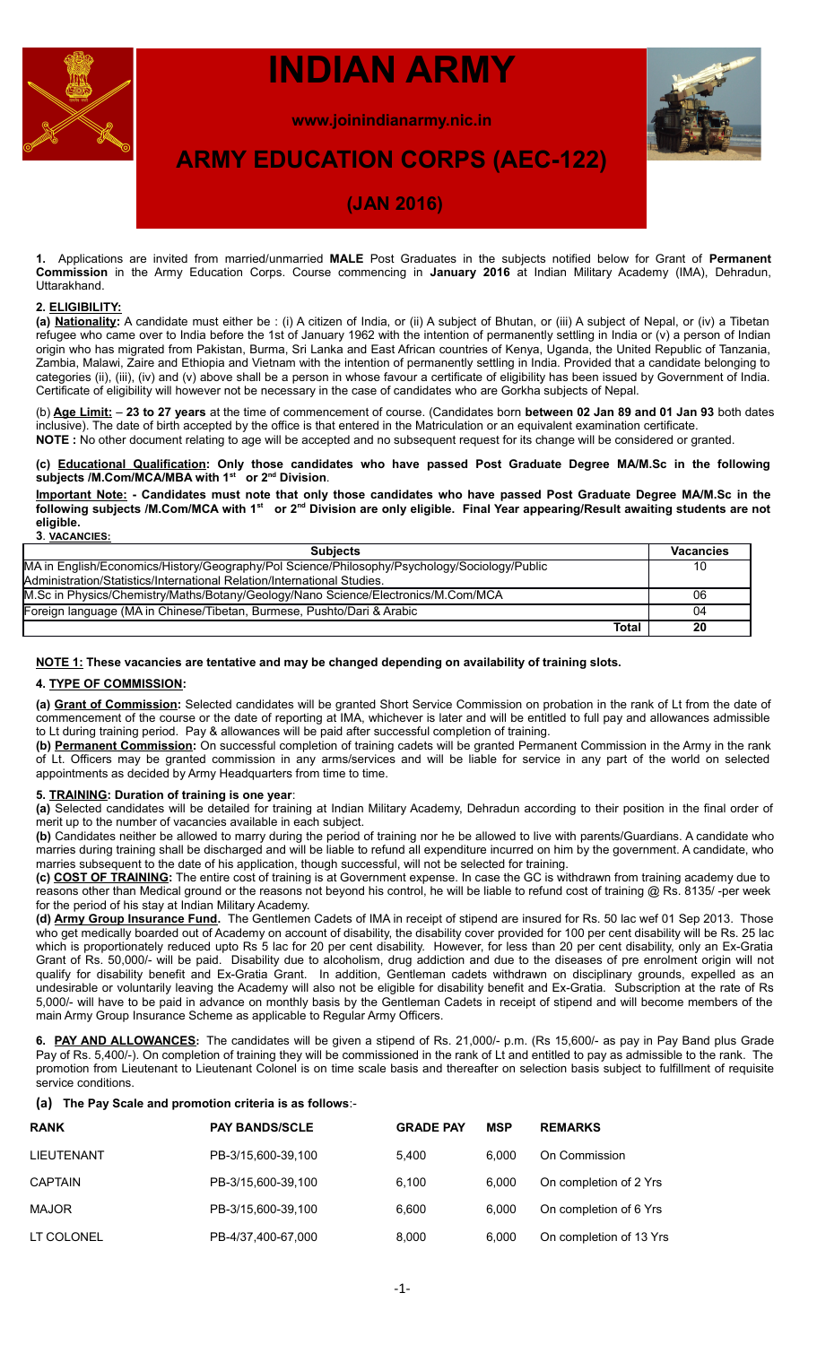# INDIAN ARMY

**www.joinindianarmy.nic.in**

## ARMY EDUCATION CORPS (AEC-122)

## (JAN 2016)

**1.** Applications are invited from married/unmarried **MALE** Post Graduates in the subjects notified below for Grant of **Permanent Commission** in the Army Education Corps. Course commencing in **January 2016** at Indian Military Academy (IMA), Dehradun, Uttarakhand.

**2. ELIGIBILITY:**

**(a) Nationality:** A candidate must either be : (i) A citizen of India, or (ii) A subject of Bhutan, or (iii) A subject of Nepal, or (iv) a Tibetan refugee who came over to India before the 1st of January 1962 with the intention of permanently settling in India or (v) a person of Indian origin who has migrated from Pakistan, Burma, Sri Lanka and East African countries of Kenya, Uganda, the United Republic of Tanzania, Zambia, Malawi, Zaire and Ethiopia and Vietnam with the intention of permanently settling in India. Provided that a candidate belonging to categories (ii), (iii), (iv) and (v) above shall be a person in whose favour a certificate of eligibility has been issued by Government of India. Certificate of eligibility will however not be necessary in the case of candidates who are Gorkha subjects of Nepal.

(b) **Age Limit:** – **23 to 27 years** at the time of commencement of course. (Candidates born **between 02 Jan 89 and 01 Jan 93** both dates inclusive). The date of birth accepted by the office is that entered in the Matriculation or an equivalent examination certificate.
**NOTE :** No other document relating to age will be accepted and no subsequent request for its change will be considered or granted.

**(c) Educational Qualification: Only those candidates who have passed Post Graduate Degree MA/M.Sc in the following subjects /M.Com/MCA/MBA with 1st or 2nd Division**.

**Important Note: - Candidates must note that only those candidates who have passed Post Graduate Degree MA/M.Sc in the following subjects /M.Com/MCA with 1st or 2nd Division are only eligible. Final Year appearing/Result awaiting students are not eligible.**

**3. VACANCIES:**

| Subjects | Vacancies |
|---|---|
| MA in English/Economics/History/Geography/Pol Science/Philosophy/Psychology/Sociology/Public Administration/Statistics/International Relation/International Studies. | 10 |
| M.Sc in Physics/Chemistry/Maths/Botany/Geology/Nano Science/Electronics/M.Com/MCA | 06 |
| Foreign language (MA in Chinese/Tibetan, Burmese, Pushto/Dari & Arabic | 04 |
| **Total** | **20** |

**NOTE 1: These vacancies are tentative and may be changed depending on availability of training slots.**

**4. TYPE OF COMMISSION:**

**(a) Grant of Commission:** Selected candidates will be granted Short Service Commission on probation in the rank of Lt from the date of commencement of the course or the date of reporting at IMA, whichever is later and will be entitled to full pay and allowances admissible to Lt during training period. Pay & allowances will be paid after successful completion of training.

**(b) Permanent Commission:** On successful completion of training cadets will be granted Permanent Commission in the Army in the rank of Lt. Officers may be granted commission in any arms/services and will be liable for service in any part of the world on selected appointments as decided by Army Headquarters from time to time.

**5. TRAINING: Duration of training is one year**:

**(a)** Selected candidates will be detailed for training at Indian Military Academy, Dehradun according to their position in the final order of merit up to the number of vacancies available in each subject.

**(b)** Candidates neither be allowed to marry during the period of training nor he be allowed to live with parents/Guardians. A candidate who marries during training shall be discharged and will be liable to refund all expenditure incurred on him by the government. A candidate, who marries subsequent to the date of this application, though successful, will not be selected for training.

**(c) COST OF TRAINING:** The entire cost of training is at Government expense. In case the GC is withdrawn from training academy due to reasons other than Medical ground or the reasons not beyond his control, he will be liable to refund cost of training @ Rs. 8135/ -per week for the period of his stay at Indian Military Academy.

**(d) Army Group Insurance Fund.** The Gentlemen Cadets of IMA in receipt of stipend are insured for Rs. 50 lac wef 01 Sep 2013. Those who get medically boarded out of Academy on account of disability, the disability cover provided for 100 per cent disability will be Rs. 25 lac which is proportionately reduced upto Rs 5 lac for 20 per cent disability. However, for less than 20 per cent disability, only an Ex-Gratia Grant of Rs. 50,000/- will be paid. Disability due to alcoholism, drug addiction and due to the diseases of pre enrolment origin will not qualify for disability benefit and Ex-Gratia Grant. In addition, Gentleman cadets withdrawn on disciplinary grounds, expelled as an undesirable or voluntarily leaving the Academy will also not be eligible for disability benefit and Ex-Gratia. Subscription at the rate of Rs 5,000/- will have to be paid in advance on monthly basis by the Gentleman Cadets in receipt of stipend and will become members of the main Army Group Insurance Scheme as applicable to Regular Army Officers.

**6. PAY AND ALLOWANCES:** The candidates will be given a stipend of Rs. 21,000/- p.m. (Rs 15,600/- as pay in Pay Band plus Grade Pay of Rs. 5,400/-). On completion of training they will be commissioned in the rank of Lt and entitled to pay as admissible to the rank. The promotion from Lieutenant to Lieutenant Colonel is on time scale basis and thereafter on selection basis subject to fulfillment of requisite service conditions.

**(a) The Pay Scale and promotion criteria is as follows**:-

| RANK | PAY BANDS/SCLE | GRADE PAY | MSP | REMARKS |
|---|---|---|---|---|
| LIEUTENANT | PB-3/15,600-39,100 | 5,400 | 6,000 | On Commission |
| CAPTAIN | PB-3/15,600-39,100 | 6,100 | 6,000 | On completion of 2 Yrs |
| MAJOR | PB-3/15,600-39,100 | 6,600 | 6,000 | On completion of 6 Yrs |
| LT COLONEL | PB-4/37,400-67,000 | 8,000 | 6,000 | On completion of 13 Yrs |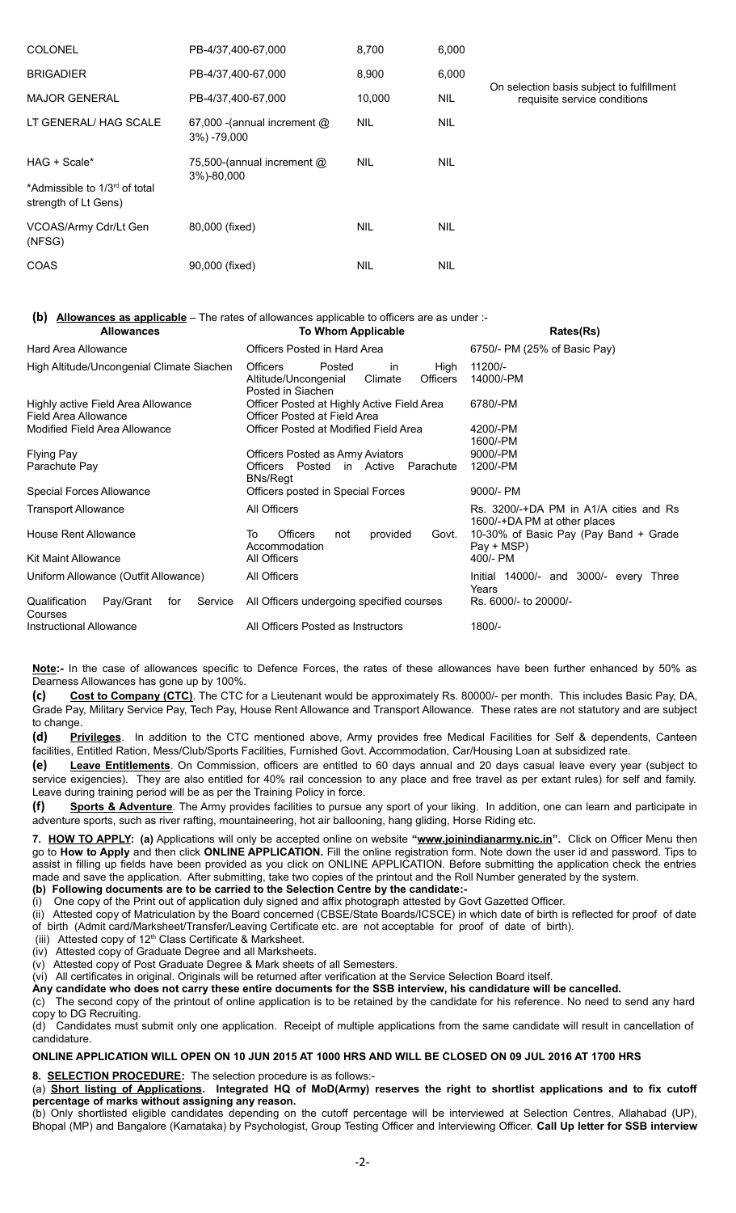| COLONEL | PB-4/37,400-67,000 | 8,700 | 6,000 | |
|---|---|---|---|---|
| BRIGADIER | PB-4/37,400-67,000 | 8,900 | 6,000 | On selection basis subject to fulfillment requisite service conditions |
| MAJOR GENERAL | PB-4/37,400-67,000 | 10,000 | NIL | |
| LT GENERAL/ HAG SCALE | 67,000 -(annual increment @ 3%) -79,000 | NIL | NIL | |
| HAG + Scale* *Admissible to 1/3rd of total strength of Lt Gens) | 75,500-(annual increment @ 3%)-80,000 | NIL | NIL | |
| VCOAS/Army Cdr/Lt Gen (NFSG) | 80,000 (fixed) | NIL | NIL | |
| COAS | 90,000 (fixed) | NIL | NIL | |

**(b)** **Allowances as applicable** – The rates of allowances applicable to officers are as under :-

| Allowances | To Whom Applicable | Rates(Rs) |
|---|---|---|
| Hard Area Allowance | Officers Posted in Hard Area | 6750/- PM (25% of Basic Pay) |
| High Altitude/Uncongenial Climate Siachen | Officers Posted in High Altitude/Uncongenial Climate Officers Posted in Siachen | 11200/- 14000/-PM |
| Highly active Field Area Allowance Field Area Allowance | Officer Posted at Highly Active Field Area Officer Posted at Field Area | 6780/-PM |
| Modified Field Area Allowance | Officer Posted at Modified Field Area | 4200/-PM 1600/-PM |
| Flying Pay | Officers Posted as Army Aviators | 9000/-PM |
| Parachute Pay | Officers Posted in Active Parachute BNs/Regt | 1200/-PM |
| Special Forces Allowance | Officers posted in Special Forces | 9000/- PM |
| Transport Allowance | All Officers | Rs. 3200/-+DA PM in A1/A cities and Rs 1600/-+DA PM at other places |
| House Rent Allowance | To Officers not provided Govt. Accommodation | 10-30% of Basic Pay (Pay Band + Grade Pay + MSP) |
| Kit Maint Allowance | All Officers | 400/- PM |
| Uniform Allowance (Outfit Allowance) | All Officers | Initial 14000/- and 3000/- every Three Years |
| Qualification Pay/Grant for Service Courses | All Officers undergoing specified courses | Rs. 6000/- to 20000/- |
| Instructional Allowance | All Officers Posted as Instructors | 1800/- |

**Note:-** In the case of allowances specific to Defence Forces, the rates of these allowances have been further enhanced by 50% as Dearness Allowances has gone up by 100%.

**(c)** **Cost to Company (CTC)**. The CTC for a Lieutenant would be approximately Rs. 80000/- per month. This includes Basic Pay, DA, Grade Pay, Military Service Pay, Tech Pay, House Rent Allowance and Transport Allowance. These rates are not statutory and are subject to change.

**(d)** **Privileges**. In addition to the CTC mentioned above, Army provides free Medical Facilities for Self & dependents, Canteen facilities, Entitled Ration, Mess/Club/Sports Facilities, Furnished Govt. Accommodation, Car/Housing Loan at subsidized rate.

**(e)** **Leave Entitlements**. On Commission, officers are entitled to 60 days annual and 20 days casual leave every year (subject to service exigencies). They are also entitled for 40% rail concession to any place and free travel as per extant rules) for self and family. Leave during training period will be as per the Training Policy in force.

**(f)** **Sports & Adventure**. The Army provides facilities to pursue any sport of your liking. In addition, one can learn and participate in adventure sports, such as river rafting, mountaineering, hot air ballooning, hang gliding, Horse Riding etc.

**7.** **HOW TO APPLY: (a)** Applications will only be accepted online on website **"www.joinindianarmy.nic.in".** Click on Officer Menu then go to **How to Apply** and then click **ONLINE APPLICATION.** Fill the online registration form. Note down the user id and password. Tips to assist in filling up fields have been provided as you click on ONLINE APPLICATION. Before submitting the application check the entries made and save the application. After submitting, take two copies of the printout and the Roll Number generated by the system.

**(b) Following documents are to be carried to the Selection Centre by the candidate:-**

(i) One copy of the Print out of application duly signed and affix photograph attested by Govt Gazetted Officer.

(ii) Attested copy of Matriculation by the Board concerned (CBSE/State Boards/ICSCE) in which date of birth is reflected for proof of date of birth (Admit card/Marksheet/Transfer/Leaving Certificate etc. are not acceptable for proof of date of birth).

(iii) Attested copy of 12th Class Certificate & Marksheet.

(iv) Attested copy of Graduate Degree and all Marksheets.

(v) Attested copy of Post Graduate Degree & Mark sheets of all Semesters.

(vi) All certificates in original. Originals will be returned after verification at the Service Selection Board itself.

**Any candidate who does not carry these entire documents for the SSB interview, his candidature will be cancelled.**

(c) The second copy of the printout of online application is to be retained by the candidate for his reference. No need to send any hard copy to DG Recruiting.

(d) Candidates must submit only one application. Receipt of multiple applications from the same candidate will result in cancellation of candidature.

**ONLINE APPLICATION WILL OPEN ON 10 JUN 2015 AT 1000 HRS AND WILL BE CLOSED ON 09 JUL 2016 AT 1700 HRS**

**8.** **SELECTION PROCEDURE:** The selection procedure is as follows:-

(a) **Short listing of Applications. Integrated HQ of MoD(Army) reserves the right to shortlist applications and to fix cutoff percentage of marks without assigning any reason.**

(b) Only shortlisted eligible candidates depending on the cutoff percentage will be interviewed at Selection Centres, Allahabad (UP), Bhopal (MP) and Bangalore (Karnataka) by Psychologist, Group Testing Officer and Interviewing Officer. **Call Up letter for SSB interview**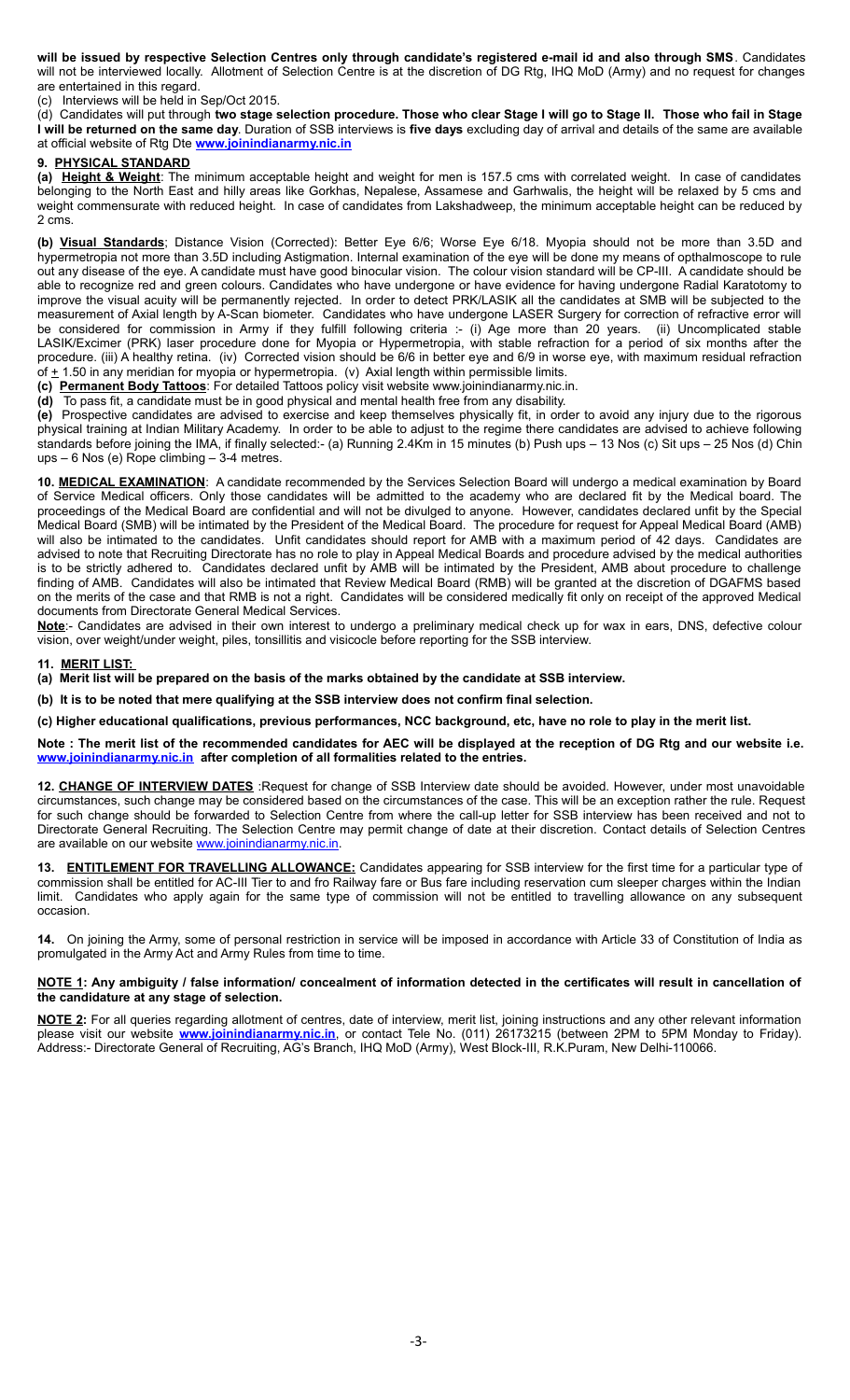**will be issued by respective Selection Centres only through candidate's registered e-mail id and also through SMS**. Candidates will not be interviewed locally. Allotment of Selection Centre is at the discretion of DG Rtg, IHQ MoD (Army) and no request for changes are entertained in this regard.

(c) Interviews will be held in Sep/Oct 2015.

(d) Candidates will put through **two stage selection procedure. Those who clear Stage I will go to Stage II. Those who fail in Stage I will be returned on the same day**. Duration of SSB interviews is **five days** excluding day of arrival and details of the same are available at official website of Rtg Dte **www.joinindianarmy.nic.in**

**9. PHYSICAL STANDARD**

**(a) Height & Weight**: The minimum acceptable height and weight for men is 157.5 cms with correlated weight. In case of candidates belonging to the North East and hilly areas like Gorkhas, Nepalese, Assamese and Garhwalis, the height will be relaxed by 5 cms and weight commensurate with reduced height. In case of candidates from Lakshadweep, the minimum acceptable height can be reduced by 2 cms.

**(b) Visual Standards**; Distance Vision (Corrected): Better Eye 6/6; Worse Eye 6/18. Myopia should not be more than 3.5D and hypermetropia not more than 3.5D including Astigmation. Internal examination of the eye will be done my means of opthalmoscope to rule out any disease of the eye. A candidate must have good binocular vision. The colour vision standard will be CP-III. A candidate should be able to recognize red and green colours. Candidates who have undergone or have evidence for having undergone Radial Karatotomy to improve the visual acuity will be permanently rejected. In order to detect PRK/LASIK all the candidates at SMB will be subjected to the measurement of Axial length by A-Scan biometer. Candidates who have undergone LASER Surgery for correction of refractive error will be considered for commission in Army if they fulfill following criteria :- (i) Age more than 20 years. (ii) Uncomplicated stable LASIK/Excimer (PRK) laser procedure done for Myopia or Hypermetropia, with stable refraction for a period of six months after the procedure. (iii) A healthy retina. (iv) Corrected vision should be 6/6 in better eye and 6/9 in worse eye, with maximum residual refraction of ± 1.50 in any meridian for myopia or hypermetropia. (v) Axial length within permissible limits.

**(c) Permanent Body Tattoos**: For detailed Tattoos policy visit website www.joinindianarmy.nic.in.

**(d)** To pass fit, a candidate must be in good physical and mental health free from any disability.

**(e)** Prospective candidates are advised to exercise and keep themselves physically fit, in order to avoid any injury due to the rigorous physical training at Indian Military Academy. In order to be able to adjust to the regime there candidates are advised to achieve following standards before joining the IMA, if finally selected:- (a) Running 2.4Km in 15 minutes (b) Push ups – 13 Nos (c) Sit ups – 25 Nos (d) Chin ups – 6 Nos (e) Rope climbing – 3-4 metres.

**10. MEDICAL EXAMINATION**: A candidate recommended by the Services Selection Board will undergo a medical examination by Board of Service Medical officers. Only those candidates will be admitted to the academy who are declared fit by the Medical board. The proceedings of the Medical Board are confidential and will not be divulged to anyone. However, candidates declared unfit by the Special Medical Board (SMB) will be intimated by the President of the Medical Board. The procedure for request for Appeal Medical Board (AMB) will also be intimated to the candidates. Unfit candidates should report for AMB with a maximum period of 42 days. Candidates are advised to note that Recruiting Directorate has no role to play in Appeal Medical Boards and procedure advised by the medical authorities is to be strictly adhered to. Candidates declared unfit by AMB will be intimated by the President, AMB about procedure to challenge finding of AMB. Candidates will also be intimated that Review Medical Board (RMB) will be granted at the discretion of DGAFMS based on the merits of the case and that RMB is not a right. Candidates will be considered medically fit only on receipt of the approved Medical documents from Directorate General Medical Services.

**Note**:- Candidates are advised in their own interest to undergo a preliminary medical check up for wax in ears, DNS, defective colour vision, over weight/under weight, piles, tonsillitis and visicocle before reporting for the SSB interview.

**11. MERIT LIST:**

**(a) Merit list will be prepared on the basis of the marks obtained by the candidate at SSB interview.**

**(b) It is to be noted that mere qualifying at the SSB interview does not confirm final selection.**

**(c) Higher educational qualifications, previous performances, NCC background, etc, have no role to play in the merit list.**

**Note : The merit list of the recommended candidates for AEC will be displayed at the reception of DG Rtg and our website i.e. www.joinindianarmy.nic.in after completion of all formalities related to the entries.**

**12. CHANGE OF INTERVIEW DATES** :Request for change of SSB Interview date should be avoided. However, under most unavoidable circumstances, such change may be considered based on the circumstances of the case. This will be an exception rather the rule. Request for such change should be forwarded to Selection Centre from where the call-up letter for SSB interview has been received and not to Directorate General Recruiting. The Selection Centre may permit change of date at their discretion. Contact details of Selection Centres are available on our website www.joinindianarmy.nic.in.

**13. ENTITLEMENT FOR TRAVELLING ALLOWANCE:** Candidates appearing for SSB interview for the first time for a particular type of commission shall be entitled for AC-III Tier to and fro Railway fare or Bus fare including reservation cum sleeper charges within the Indian limit. Candidates who apply again for the same type of commission will not be entitled to travelling allowance on any subsequent occasion.

**14.** On joining the Army, some of personal restriction in service will be imposed in accordance with Article 33 of Constitution of India as promulgated in the Army Act and Army Rules from time to time.

**NOTE 1: Any ambiguity / false information/ concealment of information detected in the certificates will result in cancellation of the candidature at any stage of selection.**

**NOTE 2:** For all queries regarding allotment of centres, date of interview, merit list, joining instructions and any other relevant information please visit our website **www.joinindianarmy.nic.in**, or contact Tele No. (011) 26173215 (between 2PM to 5PM Monday to Friday). Address:- Directorate General of Recruiting, AG's Branch, IHQ MoD (Army), West Block-III, R.K.Puram, New Delhi-110066.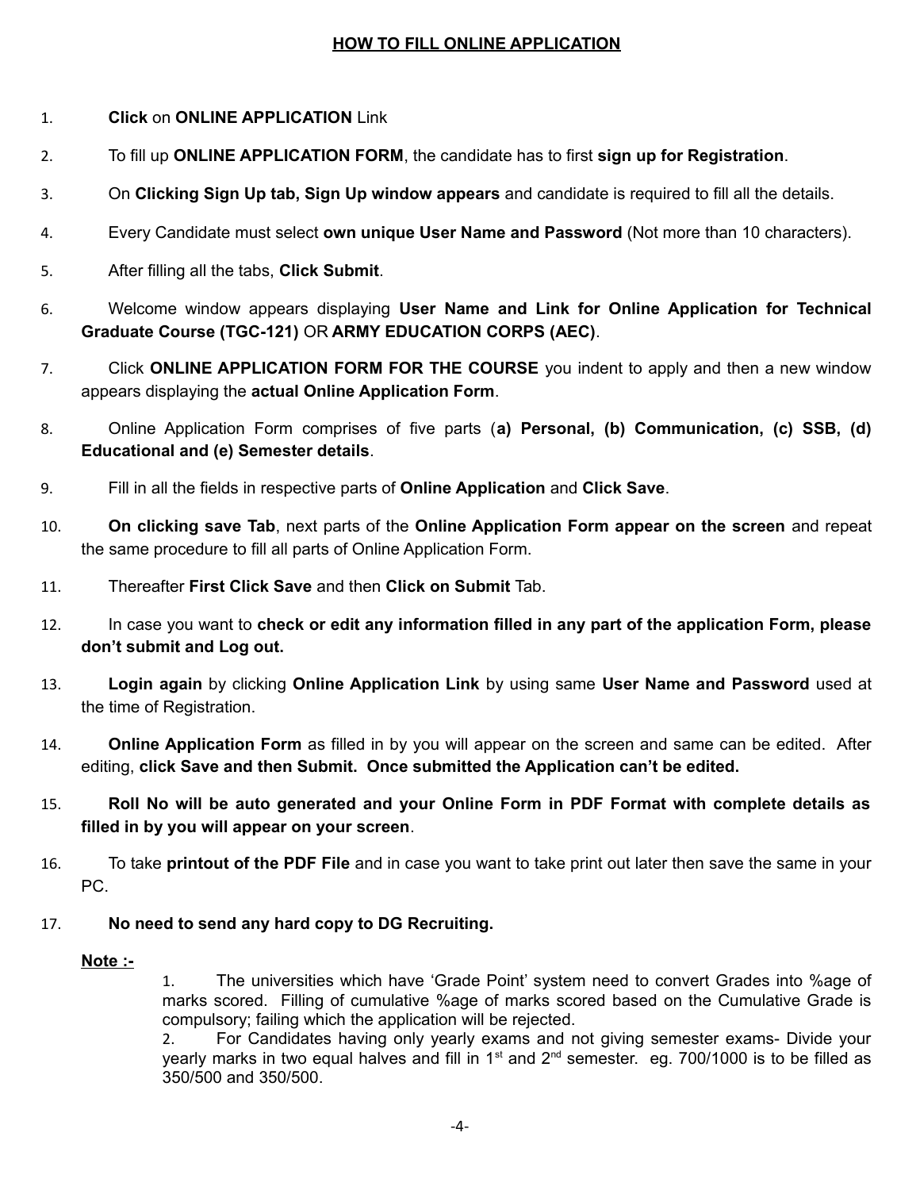## HOW TO FILL ONLINE APPLICATION

1. **Click** on **ONLINE APPLICATION** Link
2. To fill up **ONLINE APPLICATION FORM**, the candidate has to first **sign up for Registration**.
3. On **Clicking Sign Up tab, Sign Up window appears** and candidate is required to fill all the details.
4. Every Candidate must select **own unique User Name and Password** (Not more than 10 characters).
5. After filling all the tabs, **Click Submit**.
6. Welcome window appears displaying **User Name and Link for Online Application for Technical Graduate Course (TGC-121)** OR **ARMY EDUCATION CORPS (AEC)**.
7. Click **ONLINE APPLICATION FORM FOR THE COURSE** you indent to apply and then a new window appears displaying the **actual Online Application Form**.
8. Online Application Form comprises of five parts (**a) Personal, (b) Communication, (c) SSB, (d) Educational and (e) Semester details**.
9. Fill in all the fields in respective parts of **Online Application** and **Click Save**.
10. **On clicking save Tab**, next parts of the **Online Application Form appear on the screen** and repeat the same procedure to fill all parts of Online Application Form.
11. Thereafter **First Click Save** and then **Click on Submit** Tab.
12. In case you want to **check or edit any information filled in any part of the application Form, please don't submit and Log out.**
13. **Login again** by clicking **Online Application Link** by using same **User Name and Password** used at the time of Registration.
14. **Online Application Form** as filled in by you will appear on the screen and same can be edited. After editing, **click Save and then Submit. Once submitted the Application can't be edited.**
15. **Roll No will be auto generated and your Online Form in PDF Format with complete details as filled in by you will appear on your screen**.
16. To take **printout of the PDF File** and in case you want to take print out later then save the same in your PC.
17. **No need to send any hard copy to DG Recruiting.**

**Note :-**

1. The universities which have 'Grade Point' system need to convert Grades into %age of marks scored. Filling of cumulative %age of marks scored based on the Cumulative Grade is compulsory; failing which the application will be rejected.
2. For Candidates having only yearly exams and not giving semester exams- Divide your yearly marks in two equal halves and fill in 1st and 2nd semester. eg. 700/1000 is to be filled as 350/500 and 350/500.